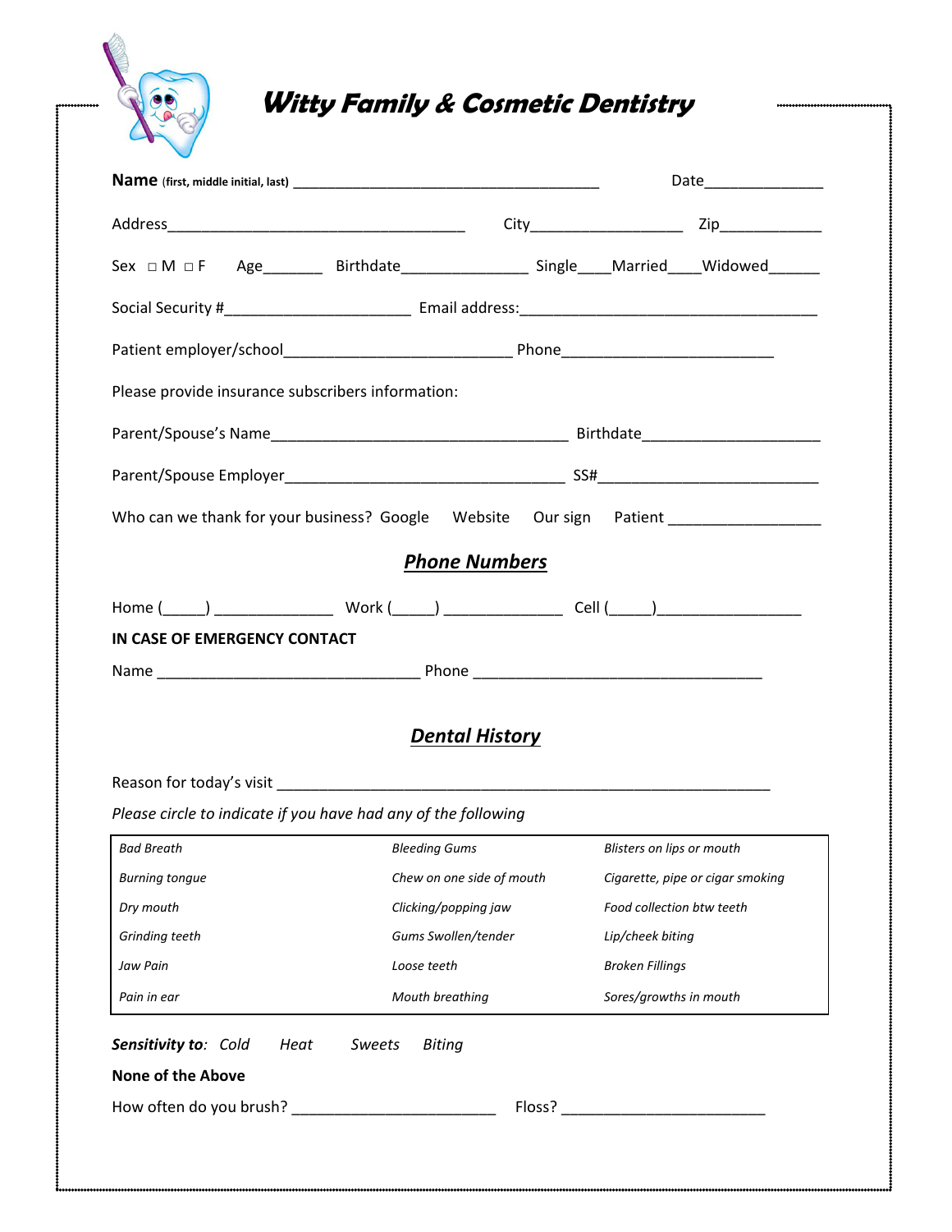# *Witty Family & Cosmetic Dentistry*

**Name** (first, middle initial, last) ______________________________________ Date______________

Address___________________________________ City__________________ Zip____________

Sex □ M □ F Age_______ Birthdate_______________ Single____Married____Widowed______

Social Security #______________________ Email address:____________________________________

Patient employer/school___________________________ Phone_________________________

Please provide insurance subscribers information:

Parent/Spouse's Name____________________________________ Birthdate_____________________

Parent/Spouse Employer__________________________________ SS#___________________________

Who can we thank for your business? Google Website Our sign Patient __________________

## *Phone Numbers*

Home (_____) ______________ Work (_____) ______________ Cell (_____)_________________

**IN CASE OF EMERGENCY CONTACT**

Name ________________________________ Phone ___________________________________

## *Dental History*

Reason for today's visit ____________________________________________________________

*Please circle to indicate if you have had any of the following*

| | | |
|---|---|---|
| *Bad Breath* | *Bleeding Gums* | *Blisters on lips or mouth* |
| *Burning tongue* | *Chew on one side of mouth* | *Cigarette, pipe or cigar smoking* |
| *Dry mouth* | *Clicking/popping jaw* | *Food collection btw teeth* |
| *Grinding teeth* | *Gums Swollen/tender* | *Lip/cheek biting* |
| *Jaw Pain* | *Loose teeth* | *Broken Fillings* |
| *Pain in ear* | *Mouth breathing* | *Sores/growths in mouth* |

***Sensitivity to**: Cold Heat Sweets Biting*

**None of the Above**

How often do you brush? ________________________ Floss? ________________________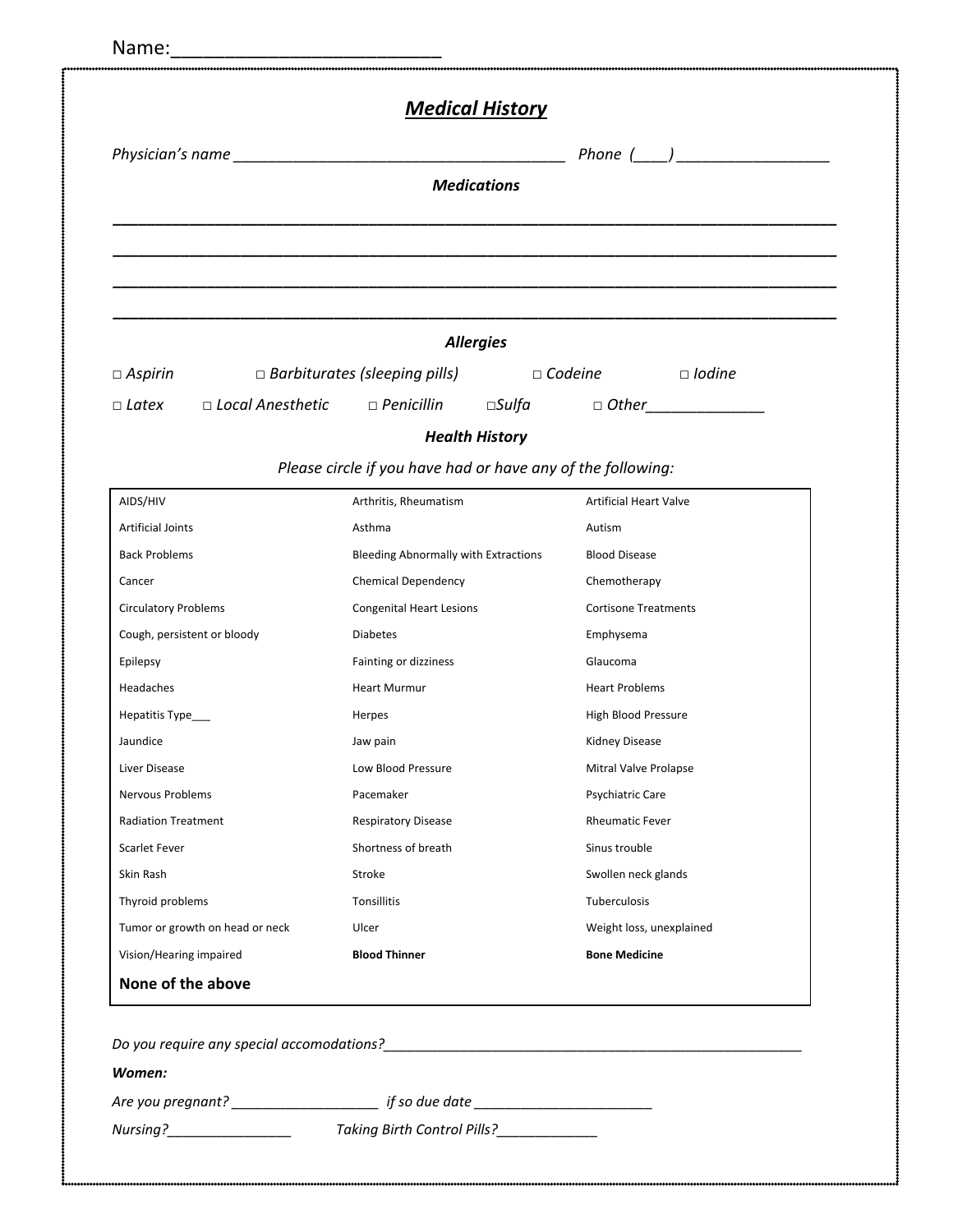Name:_________________________

## ***Medical History***

*Physician's name* _______________________________________ *Phone* (____) __________________

### ***Medications***

_______________________________________________________________________________

_______________________________________________________________________________

_______________________________________________________________________________

_______________________________________________________________________________

### ***Allergies***

*□ Aspirin* *□ Barbiturates (sleeping pills)* *□ Codeine* *□ Iodine*

*□ Latex* *□ Local Anesthetic* *□ Penicillin* *□Sulfa* *□ Other*______________

### ***Health History***

*Please circle if you have had or have any of the following:*

| | | |
|---|---|---|
| AIDS/HIV | Arthritis, Rheumatism | Artificial Heart Valve |
| Artificial Joints | Asthma | Autism |
| Back Problems | Bleeding Abnormally with Extractions | Blood Disease |
| Cancer | Chemical Dependency | Chemotherapy |
| Circulatory Problems | Congenital Heart Lesions | Cortisone Treatments |
| Cough, persistent or bloody | Diabetes | Emphysema |
| Epilepsy | Fainting or dizziness | Glaucoma |
| Headaches | Heart Murmur | Heart Problems |
| Hepatitis Type___ | Herpes | High Blood Pressure |
| Jaundice | Jaw pain | Kidney Disease |
| Liver Disease | Low Blood Pressure | Mitral Valve Prolapse |
| Nervous Problems | Pacemaker | Psychiatric Care |
| Radiation Treatment | Respiratory Disease | Rheumatic Fever |
| Scarlet Fever | Shortness of breath | Sinus trouble |
| Skin Rash | Stroke | Swollen neck glands |
| Thyroid problems | Tonsillitis | Tuberculosis |
| Tumor or growth on head or neck | Ulcer | Weight loss, unexplained |
| Vision/Hearing impaired | **Blood Thinner** | **Bone Medicine** |
| **None of the above** | | |

*Do you require any special accomodations?*_______________________________________________________

***Women:***

*Are you pregnant?* ___________________ *if so due date* _______________________

*Nursing?*________________ *Taking Birth Control Pills?*_____________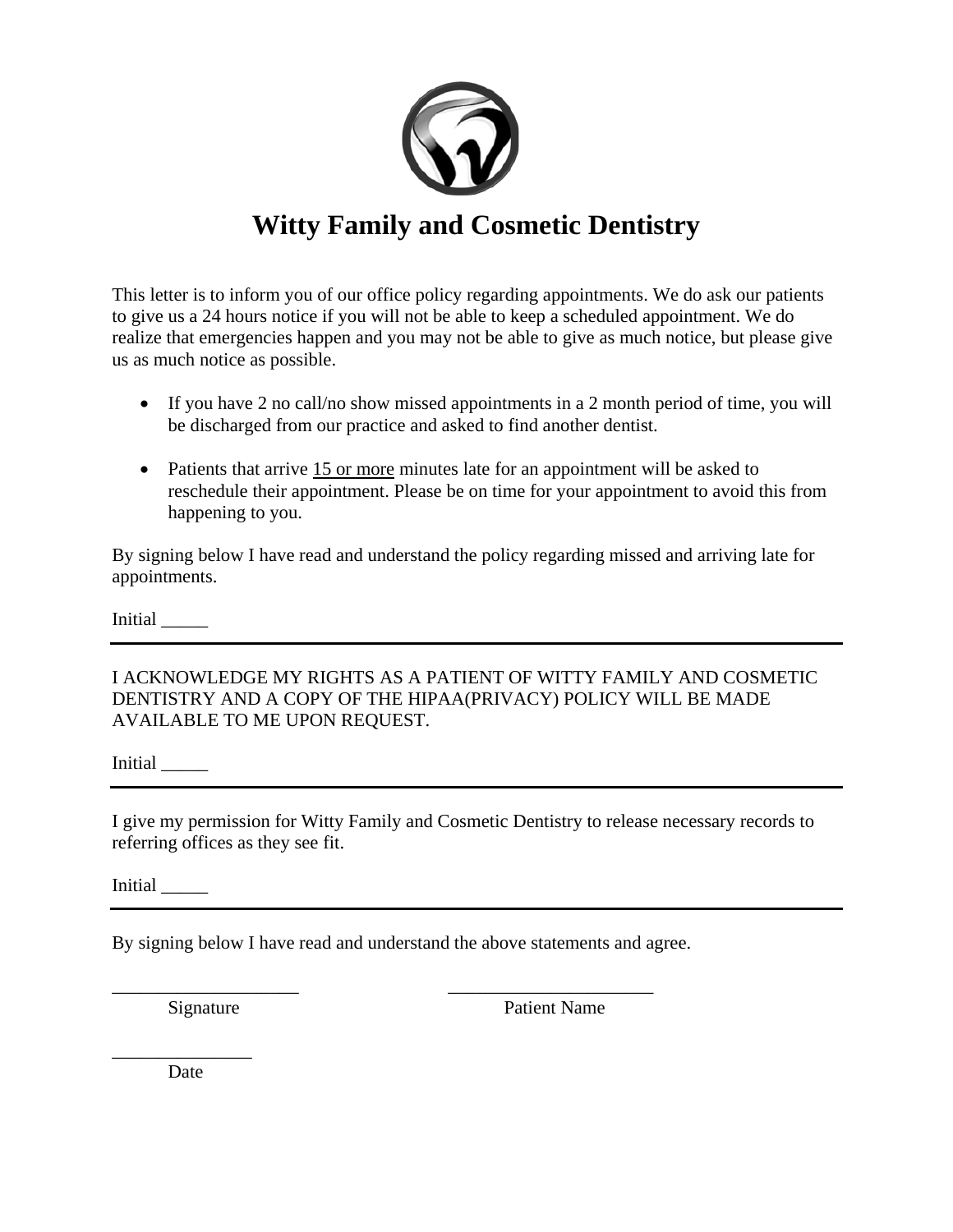# Witty Family and Cosmetic Dentistry

This letter is to inform you of our office policy regarding appointments. We do ask our patients to give us a 24 hours notice if you will not be able to keep a scheduled appointment. We do realize that emergencies happen and you may not be able to give as much notice, but please give us as much notice as possible.

- If you have 2 no call/no show missed appointments in a 2 month period of time, you will be discharged from our practice and asked to find another dentist.

- Patients that arrive <u>15 or more</u> minutes late for an appointment will be asked to reschedule their appointment. Please be on time for your appointment to avoid this from happening to you.

By signing below I have read and understand the policy regarding missed and arriving late for appointments.

Initial _____

---

I ACKNOWLEDGE MY RIGHTS AS A PATIENT OF WITTY FAMILY AND COSMETIC DENTISTRY AND A COPY OF THE HIPAA(PRIVACY) POLICY WILL BE MADE AVAILABLE TO ME UPON REQUEST.

Initial _____

---

I give my permission for Witty Family and Cosmetic Dentistry to release necessary records to referring offices as they see fit.

Initial _____

---

By signing below I have read and understand the above statements and agree.

____________________ ______________________

Signature Patient Name

_______________

Date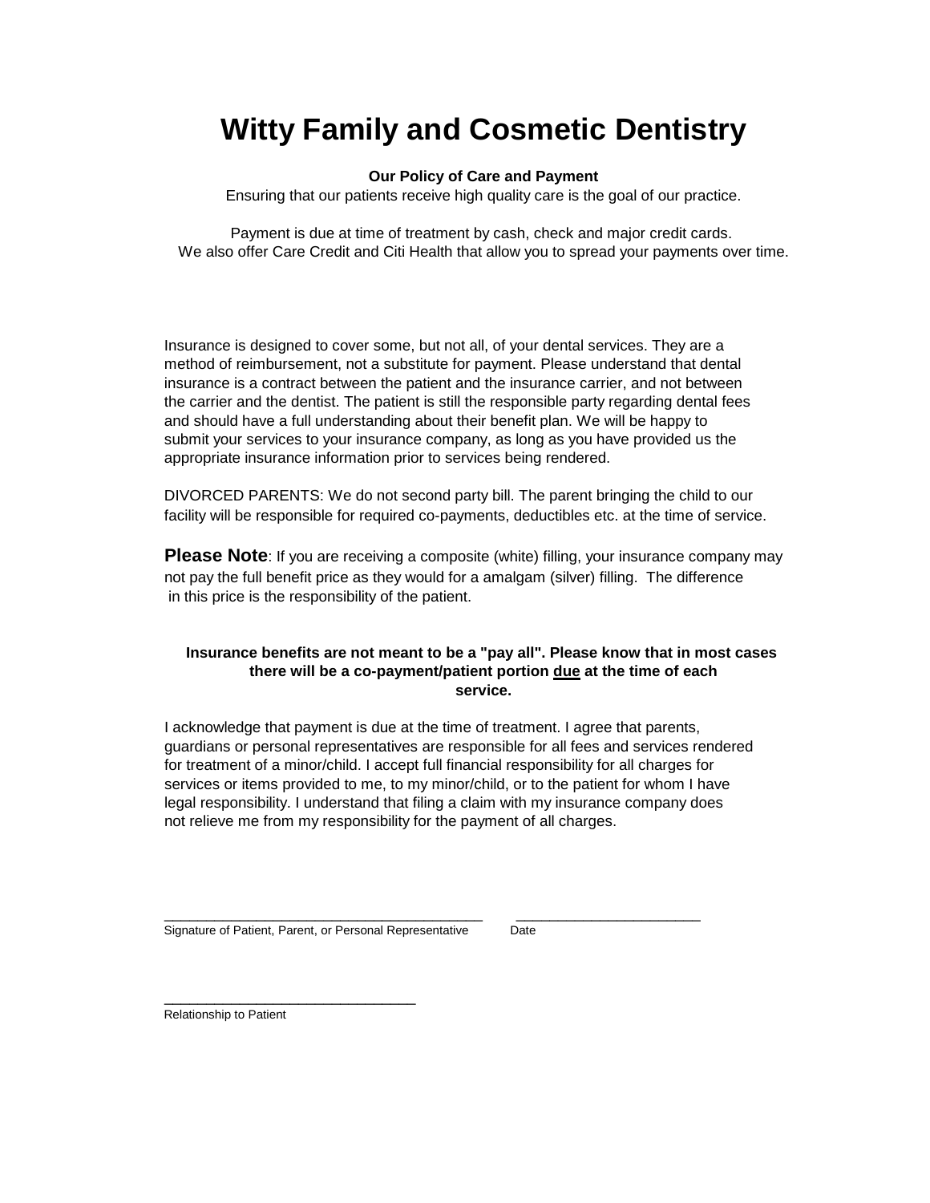# Witty Family and Cosmetic Dentistry

**Our Policy of Care and Payment**

Ensuring that our patients receive high quality care is the goal of our practice.

Payment is due at time of treatment by cash, check and major credit cards.
We also offer Care Credit and Citi Health that allow you to spread your payments over time.

Insurance is designed to cover some, but not all, of your dental services. They are a method of reimbursement, not a substitute for payment. Please understand that dental insurance is a contract between the patient and the insurance carrier, and not between the carrier and the dentist. The patient is still the responsible party regarding dental fees and should have a full understanding about their benefit plan. We will be happy to submit your services to your insurance company, as long as you have provided us the appropriate insurance information prior to services being rendered.

DIVORCED PARENTS: We do not second party bill. The parent bringing the child to our facility will be responsible for required co-payments, deductibles etc. at the time of service.

**Please Note**: If you are receiving a composite (white) filling, your insurance company may not pay the full benefit price as they would for a amalgam (silver) filling. The difference in this price is the responsibility of the patient.

**Insurance benefits are not meant to be a "pay all". Please know that in most cases there will be a co-payment/patient portion <u>due</u> at the time of each service.**

I acknowledge that payment is due at the time of treatment. I agree that parents, guardians or personal representatives are responsible for all fees and services rendered for treatment of a minor/child. I accept full financial responsibility for all charges for services or items provided to me, to my minor/child, or to the patient for whom I have legal responsibility. I understand that filing a claim with my insurance company does not relieve me from my responsibility for the payment of all charges.

_____________________________________________ _________________________
Signature of Patient, Parent, or Personal Representative Date

___________________________________
Relationship to Patient